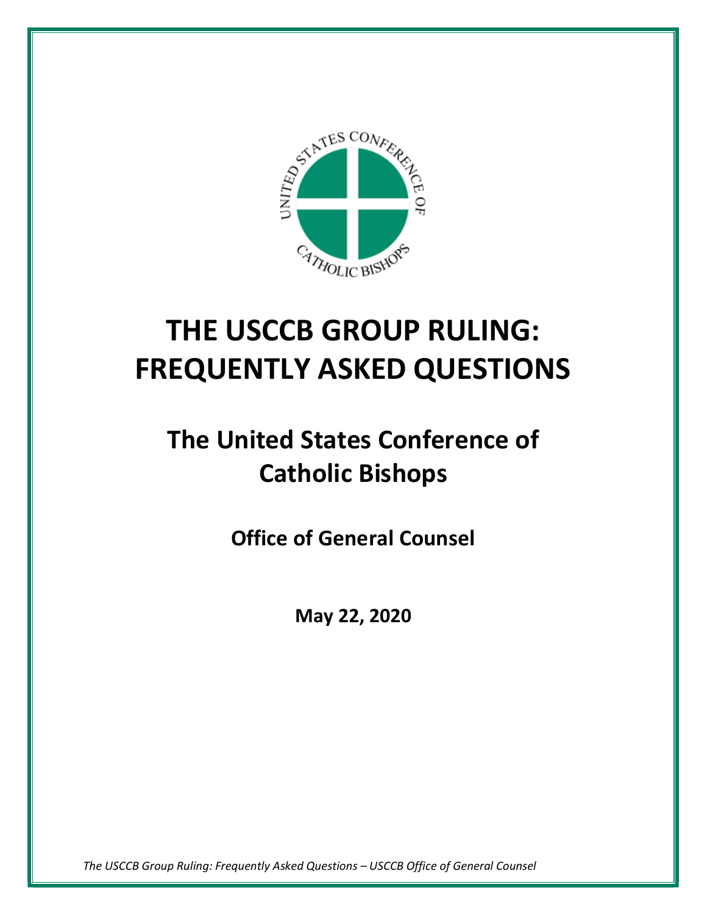# THE USCCB GROUP RULING: FREQUENTLY ASKED QUESTIONS

## The United States Conference of Catholic Bishops

### Office of General Counsel

**May 22, 2020**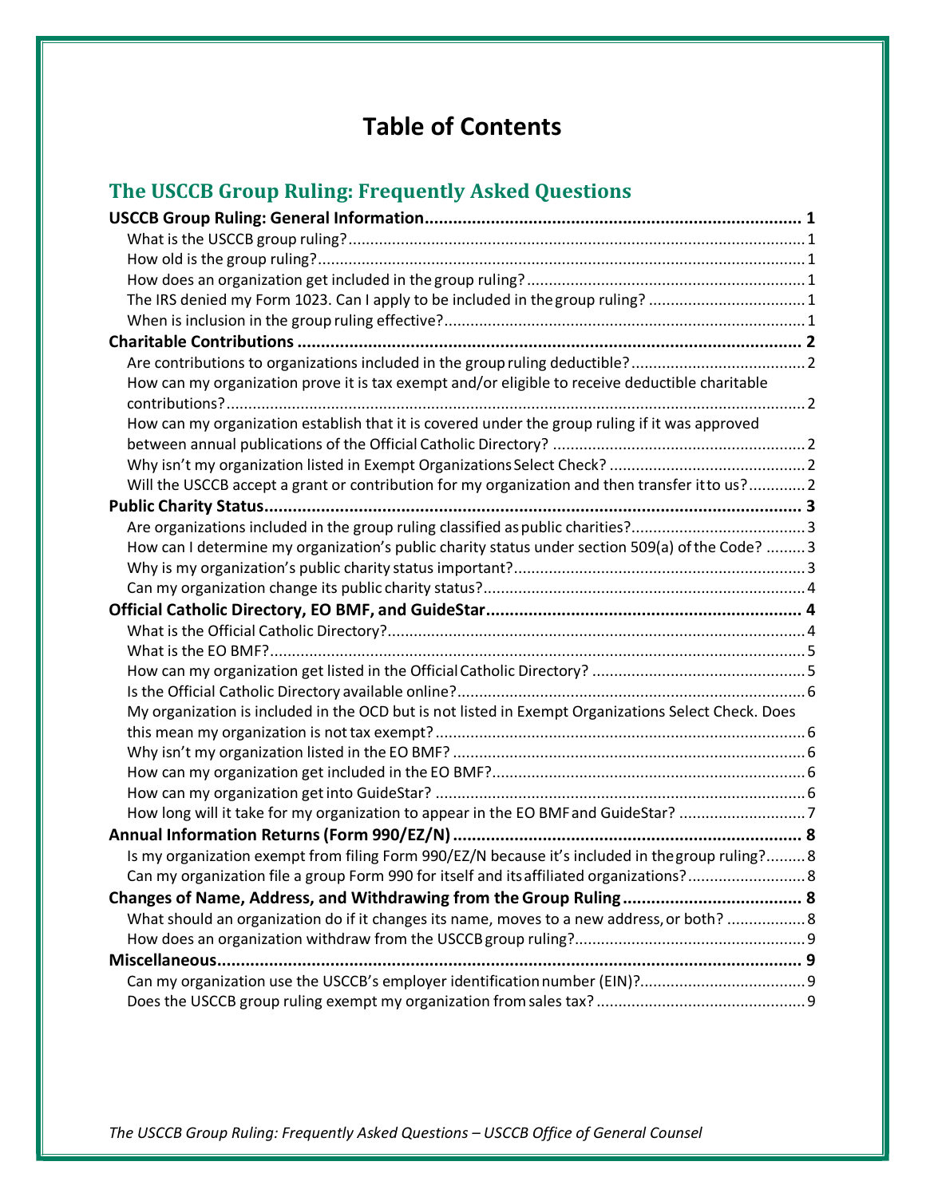# Table of Contents

## The USCCB Group Ruling: Frequently Asked Questions

**USCCB Group Ruling: General Information** .......... **1**

- What is the USCCB group ruling? .......... 1
- How old is the group ruling? .......... 1
- How does an organization get included in the group ruling? .......... 1
- The IRS denied my Form 1023. Can I apply to be included in the group ruling? .......... 1
- When is inclusion in the group ruling effective? .......... 1

**Charitable Contributions** .......... **2**

- Are contributions to organizations included in the group ruling deductible? .......... 2
- How can my organization prove it is tax exempt and/or eligible to receive deductible charitable contributions? .......... 2
- How can my organization establish that it is covered under the group ruling if it was approved between annual publications of the Official Catholic Directory? .......... 2
- Why isn't my organization listed in Exempt Organizations Select Check? .......... 2
- Will the USCCB accept a grant or contribution for my organization and then transfer it to us? .......... 2

**Public Charity Status** .......... **3**

- Are organizations included in the group ruling classified as public charities? .......... 3
- How can I determine my organization's public charity status under section 509(a) of the Code? .......... 3
- Why is my organization's public charity status important? .......... 3
- Can my organization change its public charity status? .......... 4

**Official Catholic Directory, EO BMF, and GuideStar** .......... **4**

- What is the Official Catholic Directory? .......... 4
- What is the EO BMF? .......... 5
- How can my organization get listed in the Official Catholic Directory? .......... 5
- Is the Official Catholic Directory available online? .......... 6
- My organization is included in the OCD but is not listed in Exempt Organizations Select Check. Does this mean my organization is not tax exempt? .......... 6
- Why isn't my organization listed in the EO BMF? .......... 6
- How can my organization get included in the EO BMF? .......... 6
- How can my organization get into GuideStar? .......... 6
- How long will it take for my organization to appear in the EO BMF and GuideStar? .......... 7

**Annual Information Returns (Form 990/EZ/N)** .......... **8**

- Is my organization exempt from filing Form 990/EZ/N because it's included in the group ruling? .......... 8
- Can my organization file a group Form 990 for itself and its affiliated organizations? .......... 8

**Changes of Name, Address, and Withdrawing from the Group Ruling** .......... **8**

- What should an organization do if it changes its name, moves to a new address, or both? .......... 8
- How does an organization withdraw from the USCCB group ruling? .......... 9

**Miscellaneous** .......... **9**

- Can my organization use the USCCB's employer identification number (EIN)? .......... 9
- Does the USCCB group ruling exempt my organization from sales tax? .......... 9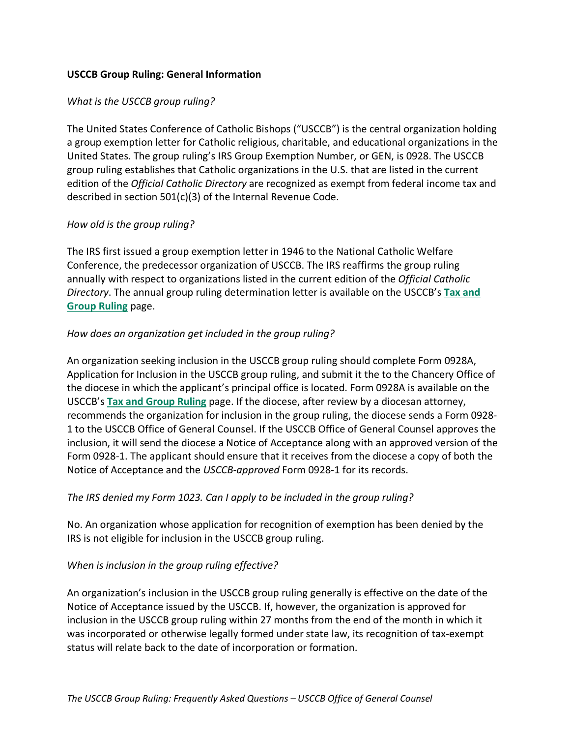**USCCB Group Ruling: General Information**

*What is the USCCB group ruling?*

The United States Conference of Catholic Bishops ("USCCB") is the central organization holding a group exemption letter for Catholic religious, charitable, and educational organizations in the United States. The group ruling's IRS Group Exemption Number, or GEN, is 0928. The USCCB group ruling establishes that Catholic organizations in the U.S. that are listed in the current edition of the *Official Catholic Directory* are recognized as exempt from federal income tax and described in section 501(c)(3) of the Internal Revenue Code.

*How old is the group ruling?*

The IRS first issued a group exemption letter in 1946 to the National Catholic Welfare Conference, the predecessor organization of USCCB. The IRS reaffirms the group ruling annually with respect to organizations listed in the current edition of the *Official Catholic Directory*. The annual group ruling determination letter is available on the USCCB's **Tax and Group Ruling** page.

*How does an organization get included in the group ruling?*

An organization seeking inclusion in the USCCB group ruling should complete Form 0928A, Application for Inclusion in the USCCB group ruling, and submit it the to the Chancery Office of the diocese in which the applicant's principal office is located. Form 0928A is available on the USCCB's **Tax and Group Ruling** page. If the diocese, after review by a diocesan attorney, recommends the organization for inclusion in the group ruling, the diocese sends a Form 0928-1 to the USCCB Office of General Counsel. If the USCCB Office of General Counsel approves the inclusion, it will send the diocese a Notice of Acceptance along with an approved version of the Form 0928-1. The applicant should ensure that it receives from the diocese a copy of both the Notice of Acceptance and the *USCCB-approved* Form 0928-1 for its records.

*The IRS denied my Form 1023. Can I apply to be included in the group ruling?*

No. An organization whose application for recognition of exemption has been denied by the IRS is not eligible for inclusion in the USCCB group ruling.

*When is inclusion in the group ruling effective?*

An organization's inclusion in the USCCB group ruling generally is effective on the date of the Notice of Acceptance issued by the USCCB. If, however, the organization is approved for inclusion in the USCCB group ruling within 27 months from the end of the month in which it was incorporated or otherwise legally formed under state law, its recognition of tax-exempt status will relate back to the date of incorporation or formation.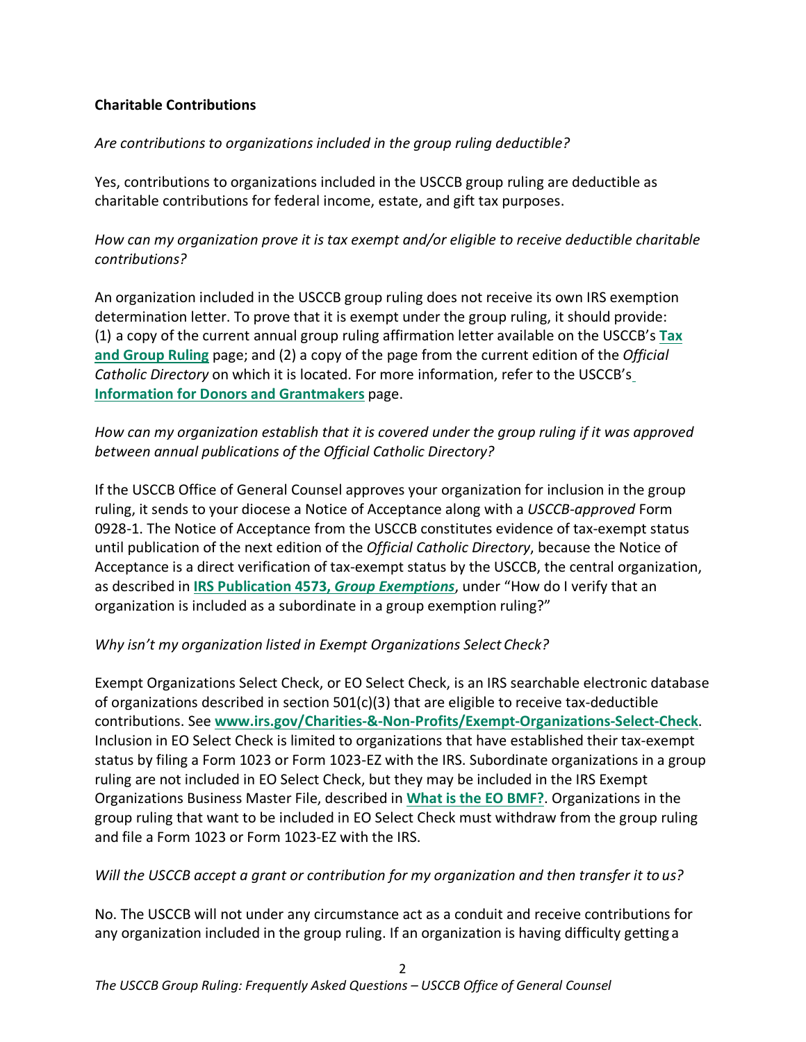**Charitable Contributions**

*Are contributions to organizations included in the group ruling deductible?*

Yes, contributions to organizations included in the USCCB group ruling are deductible as charitable contributions for federal income, estate, and gift tax purposes.

*How can my organization prove it is tax exempt and/or eligible to receive deductible charitable contributions?*

An organization included in the USCCB group ruling does not receive its own IRS exemption determination letter. To prove that it is exempt under the group ruling, it should provide: (1) a copy of the current annual group ruling affirmation letter available on the USCCB's **Tax and Group Ruling** page; and (2) a copy of the page from the current edition of the *Official Catholic Directory* on which it is located. For more information, refer to the USCCB's **Information for Donors and Grantmakers** page.

*How can my organization establish that it is covered under the group ruling if it was approved between annual publications of the Official Catholic Directory?*

If the USCCB Office of General Counsel approves your organization for inclusion in the group ruling, it sends to your diocese a Notice of Acceptance along with a *USCCB-approved* Form 0928-1. The Notice of Acceptance from the USCCB constitutes evidence of tax-exempt status until publication of the next edition of the *Official Catholic Directory*, because the Notice of Acceptance is a direct verification of tax-exempt status by the USCCB, the central organization, as described in **IRS Publication 4573, *Group Exemptions***, under "How do I verify that an organization is included as a subordinate in a group exemption ruling?"

*Why isn't my organization listed in Exempt Organizations Select Check?*

Exempt Organizations Select Check, or EO Select Check, is an IRS searchable electronic database of organizations described in section 501(c)(3) that are eligible to receive tax-deductible contributions. See **www.irs.gov/Charities-&-Non-Profits/Exempt-Organizations-Select-Check**. Inclusion in EO Select Check is limited to organizations that have established their tax-exempt status by filing a Form 1023 or Form 1023-EZ with the IRS. Subordinate organizations in a group ruling are not included in EO Select Check, but they may be included in the IRS Exempt Organizations Business Master File, described in **What is the EO BMF?**. Organizations in the group ruling that want to be included in EO Select Check must withdraw from the group ruling and file a Form 1023 or Form 1023-EZ with the IRS.

*Will the USCCB accept a grant or contribution for my organization and then transfer it to us?*

No. The USCCB will not under any circumstance act as a conduit and receive contributions for any organization included in the group ruling. If an organization is having difficulty getting a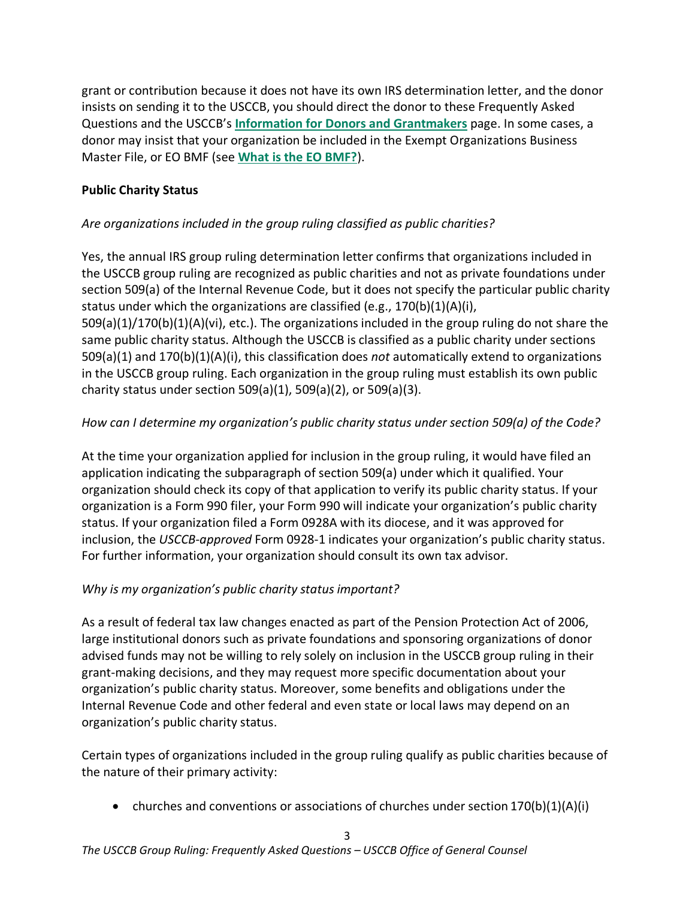grant or contribution because it does not have its own IRS determination letter, and the donor insists on sending it to the USCCB, you should direct the donor to these Frequently Asked Questions and the USCCB's **Information for Donors and Grantmakers** page. In some cases, a donor may insist that your organization be included in the Exempt Organizations Business Master File, or EO BMF (see **What is the EO BMF?**).

**Public Charity Status**

*Are organizations included in the group ruling classified as public charities?*

Yes, the annual IRS group ruling determination letter confirms that organizations included in the USCCB group ruling are recognized as public charities and not as private foundations under section 509(a) of the Internal Revenue Code, but it does not specify the particular public charity status under which the organizations are classified (e.g., 170(b)(1)(A)(i), 509(a)(1)/170(b)(1)(A)(vi), etc.). The organizations included in the group ruling do not share the same public charity status. Although the USCCB is classified as a public charity under sections 509(a)(1) and 170(b)(1)(A)(i), this classification does *not* automatically extend to organizations in the USCCB group ruling. Each organization in the group ruling must establish its own public charity status under section 509(a)(1), 509(a)(2), or 509(a)(3).

*How can I determine my organization's public charity status under section 509(a) of the Code?*

At the time your organization applied for inclusion in the group ruling, it would have filed an application indicating the subparagraph of section 509(a) under which it qualified. Your organization should check its copy of that application to verify its public charity status. If your organization is a Form 990 filer, your Form 990 will indicate your organization's public charity status. If your organization filed a Form 0928A with its diocese, and it was approved for inclusion, the *USCCB-approved* Form 0928-1 indicates your organization's public charity status. For further information, your organization should consult its own tax advisor.

*Why is my organization's public charity status important?*

As a result of federal tax law changes enacted as part of the Pension Protection Act of 2006, large institutional donors such as private foundations and sponsoring organizations of donor advised funds may not be willing to rely solely on inclusion in the USCCB group ruling in their grant-making decisions, and they may request more specific documentation about your organization's public charity status. Moreover, some benefits and obligations under the Internal Revenue Code and other federal and even state or local laws may depend on an organization's public charity status.

Certain types of organizations included in the group ruling qualify as public charities because of the nature of their primary activity:

- churches and conventions or associations of churches under section 170(b)(1)(A)(i)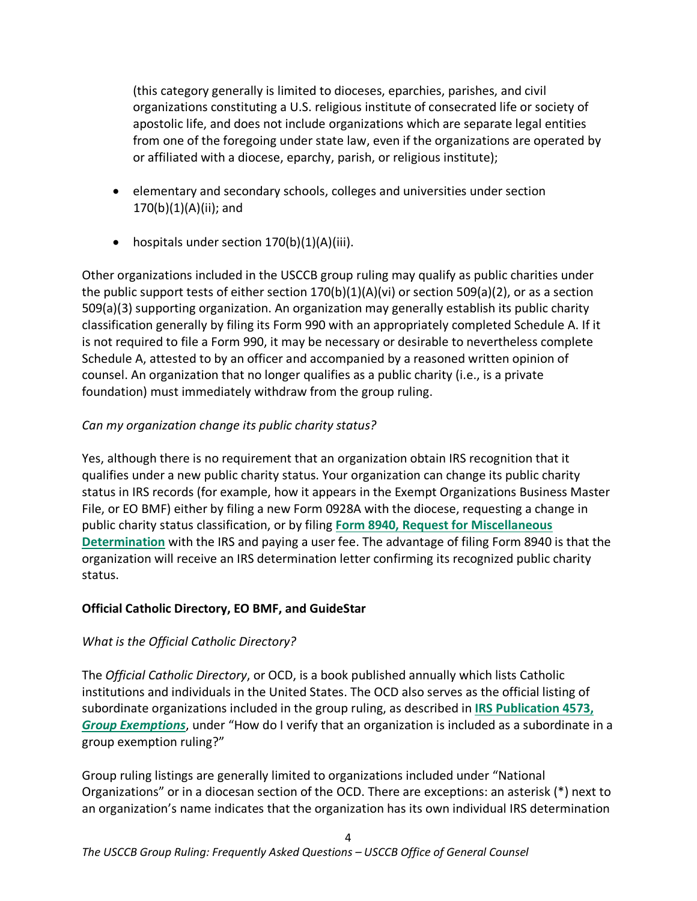(this category generally is limited to dioceses, eparchies, parishes, and civil organizations constituting a U.S. religious institute of consecrated life or society of apostolic life, and does not include organizations which are separate legal entities from one of the foregoing under state law, even if the organizations are operated by or affiliated with a diocese, eparchy, parish, or religious institute);

- elementary and secondary schools, colleges and universities under section 170(b)(1)(A)(ii); and
- hospitals under section 170(b)(1)(A)(iii).

Other organizations included in the USCCB group ruling may qualify as public charities under the public support tests of either section 170(b)(1)(A)(vi) or section 509(a)(2), or as a section 509(a)(3) supporting organization. An organization may generally establish its public charity classification generally by filing its Form 990 with an appropriately completed Schedule A. If it is not required to file a Form 990, it may be necessary or desirable to nevertheless complete Schedule A, attested to by an officer and accompanied by a reasoned written opinion of counsel. An organization that no longer qualifies as a public charity (i.e., is a private foundation) must immediately withdraw from the group ruling.

*Can my organization change its public charity status?*

Yes, although there is no requirement that an organization obtain IRS recognition that it qualifies under a new public charity status. Your organization can change its public charity status in IRS records (for example, how it appears in the Exempt Organizations Business Master File, or EO BMF) either by filing a new Form 0928A with the diocese, requesting a change in public charity status classification, or by filing **Form 8940, Request for Miscellaneous Determination** with the IRS and paying a user fee. The advantage of filing Form 8940 is that the organization will receive an IRS determination letter confirming its recognized public charity status.

**Official Catholic Directory, EO BMF, and GuideStar**

*What is the Official Catholic Directory?*

The *Official Catholic Directory*, or OCD, is a book published annually which lists Catholic institutions and individuals in the United States. The OCD also serves as the official listing of subordinate organizations included in the group ruling, as described in ***IRS Publication 4573, Group Exemptions***, under "How do I verify that an organization is included as a subordinate in a group exemption ruling?"

Group ruling listings are generally limited to organizations included under "National Organizations" or in a diocesan section of the OCD. There are exceptions: an asterisk (*) next to an organization's name indicates that the organization has its own individual IRS determination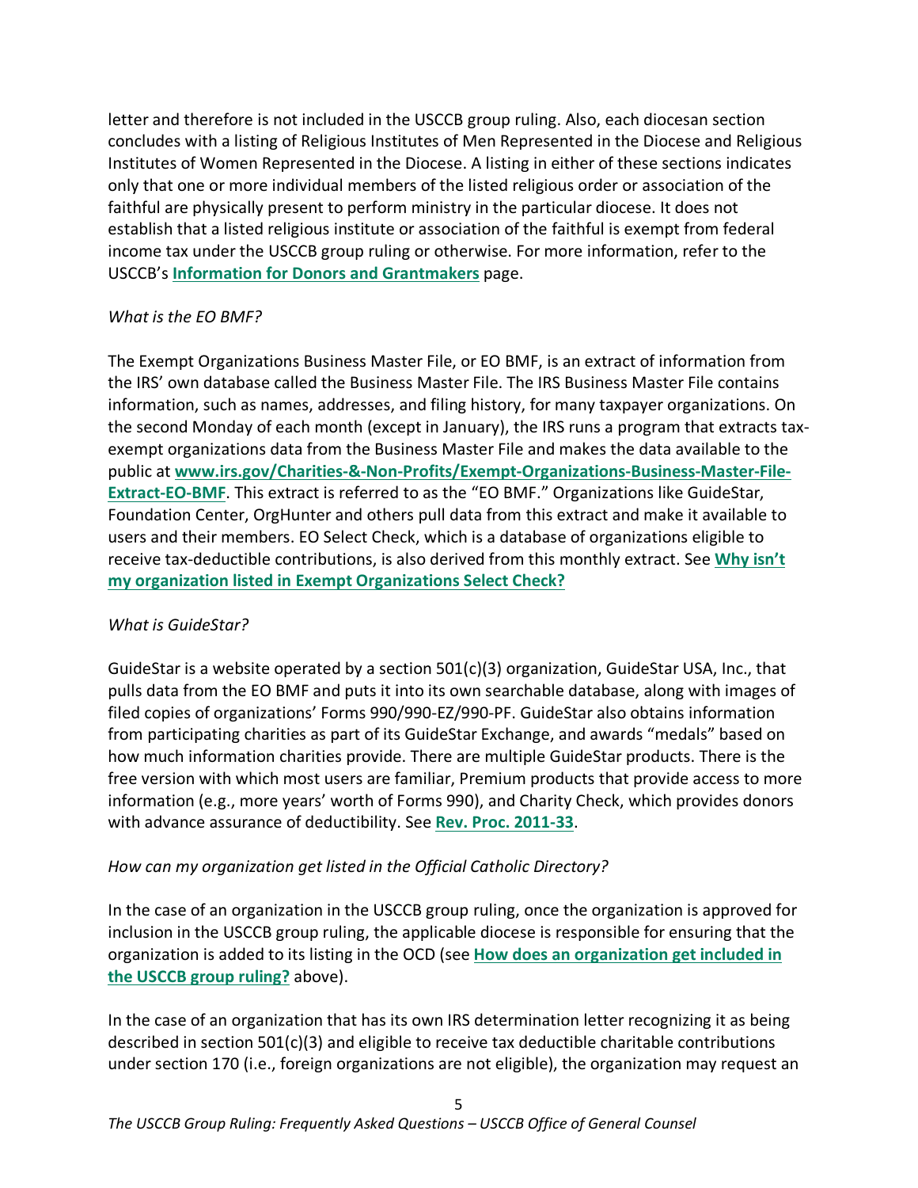letter and therefore is not included in the USCCB group ruling. Also, each diocesan section concludes with a listing of Religious Institutes of Men Represented in the Diocese and Religious Institutes of Women Represented in the Diocese. A listing in either of these sections indicates only that one or more individual members of the listed religious order or association of the faithful are physically present to perform ministry in the particular diocese. It does not establish that a listed religious institute or association of the faithful is exempt from federal income tax under the USCCB group ruling or otherwise. For more information, refer to the USCCB's **Information for Donors and Grantmakers** page.

*What is the EO BMF?*

The Exempt Organizations Business Master File, or EO BMF, is an extract of information from the IRS' own database called the Business Master File. The IRS Business Master File contains information, such as names, addresses, and filing history, for many taxpayer organizations. On the second Monday of each month (except in January), the IRS runs a program that extracts tax-exempt organizations data from the Business Master File and makes the data available to the public at **www.irs.gov/Charities-&-Non-Profits/Exempt-Organizations-Business-Master-File-Extract-EO-BMF**. This extract is referred to as the "EO BMF." Organizations like GuideStar, Foundation Center, OrgHunter and others pull data from this extract and make it available to users and their members. EO Select Check, which is a database of organizations eligible to receive tax-deductible contributions, is also derived from this monthly extract. See **Why isn't my organization listed in Exempt Organizations Select Check?**

*What is GuideStar?*

GuideStar is a website operated by a section 501(c)(3) organization, GuideStar USA, Inc., that pulls data from the EO BMF and puts it into its own searchable database, along with images of filed copies of organizations' Forms 990/990-EZ/990-PF. GuideStar also obtains information from participating charities as part of its GuideStar Exchange, and awards "medals" based on how much information charities provide. There are multiple GuideStar products. There is the free version with which most users are familiar, Premium products that provide access to more information (e.g., more years' worth of Forms 990), and Charity Check, which provides donors with advance assurance of deductibility. See **Rev. Proc. 2011-33**.

*How can my organization get listed in the Official Catholic Directory?*

In the case of an organization in the USCCB group ruling, once the organization is approved for inclusion in the USCCB group ruling, the applicable diocese is responsible for ensuring that the organization is added to its listing in the OCD (see **How does an organization get included in the USCCB group ruling?** above).

In the case of an organization that has its own IRS determination letter recognizing it as being described in section 501(c)(3) and eligible to receive tax deductible charitable contributions under section 170 (i.e., foreign organizations are not eligible), the organization may request an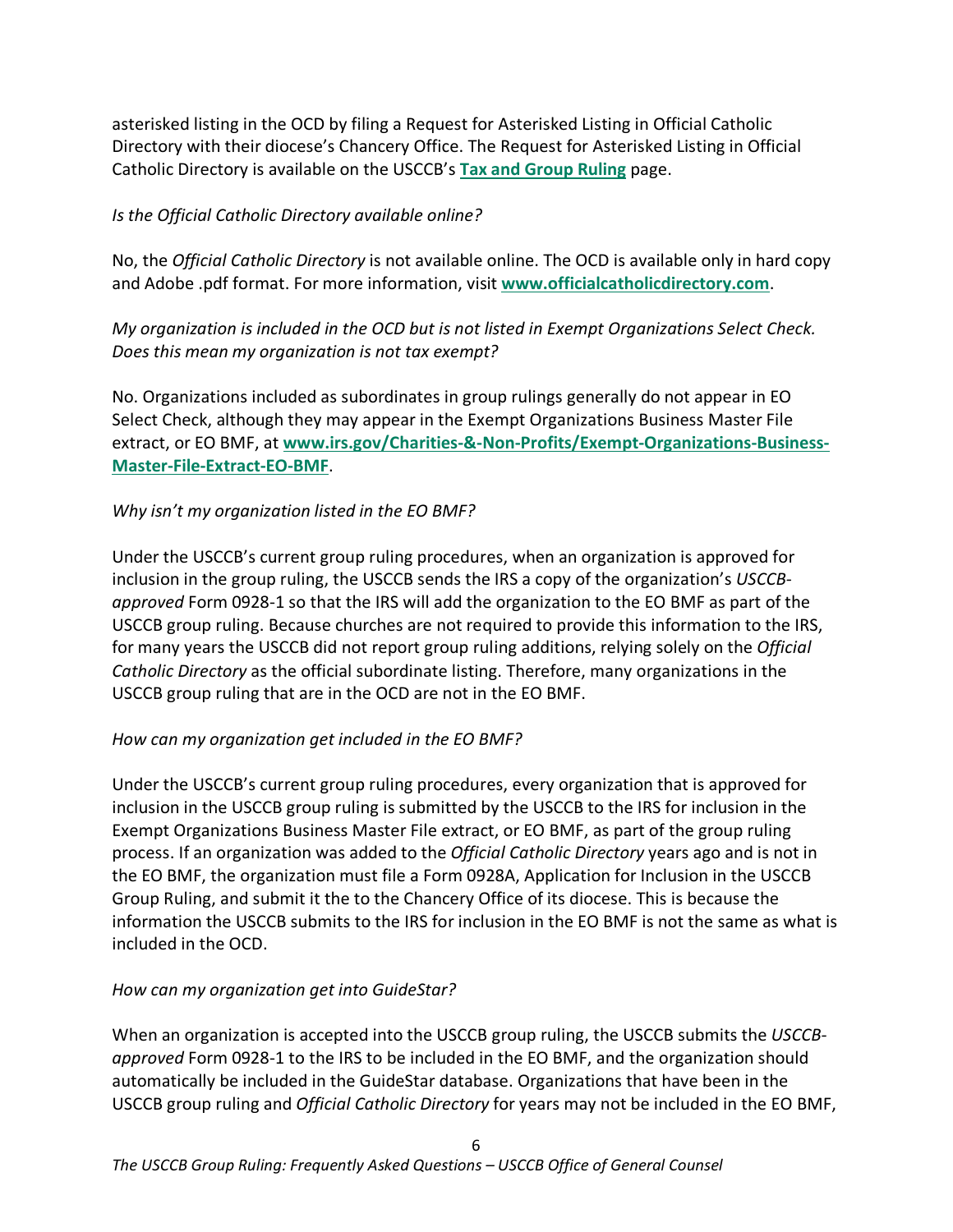asterisked listing in the OCD by filing a Request for Asterisked Listing in Official Catholic Directory with their diocese's Chancery Office. The Request for Asterisked Listing in Official Catholic Directory is available on the USCCB's **Tax and Group Ruling** page.

*Is the Official Catholic Directory available online?*

No, the *Official Catholic Directory* is not available online. The OCD is available only in hard copy and Adobe .pdf format. For more information, visit **www.officialcatholicdirectory.com**.

*My organization is included in the OCD but is not listed in Exempt Organizations Select Check. Does this mean my organization is not tax exempt?*

No. Organizations included as subordinates in group rulings generally do not appear in EO Select Check, although they may appear in the Exempt Organizations Business Master File extract, or EO BMF, at **www.irs.gov/Charities-&-Non-Profits/Exempt-Organizations-Business-Master-File-Extract-EO-BMF**.

*Why isn't my organization listed in the EO BMF?*

Under the USCCB's current group ruling procedures, when an organization is approved for inclusion in the group ruling, the USCCB sends the IRS a copy of the organization's *USCCB-approved* Form 0928-1 so that the IRS will add the organization to the EO BMF as part of the USCCB group ruling. Because churches are not required to provide this information to the IRS, for many years the USCCB did not report group ruling additions, relying solely on the *Official Catholic Directory* as the official subordinate listing. Therefore, many organizations in the USCCB group ruling that are in the OCD are not in the EO BMF.

*How can my organization get included in the EO BMF?*

Under the USCCB's current group ruling procedures, every organization that is approved for inclusion in the USCCB group ruling is submitted by the USCCB to the IRS for inclusion in the Exempt Organizations Business Master File extract, or EO BMF, as part of the group ruling process. If an organization was added to the *Official Catholic Directory* years ago and is not in the EO BMF, the organization must file a Form 0928A, Application for Inclusion in the USCCB Group Ruling, and submit it the to the Chancery Office of its diocese. This is because the information the USCCB submits to the IRS for inclusion in the EO BMF is not the same as what is included in the OCD.

*How can my organization get into GuideStar?*

When an organization is accepted into the USCCB group ruling, the USCCB submits the *USCCB-approved* Form 0928-1 to the IRS to be included in the EO BMF, and the organization should automatically be included in the GuideStar database. Organizations that have been in the USCCB group ruling and *Official Catholic Directory* for years may not be included in the EO BMF,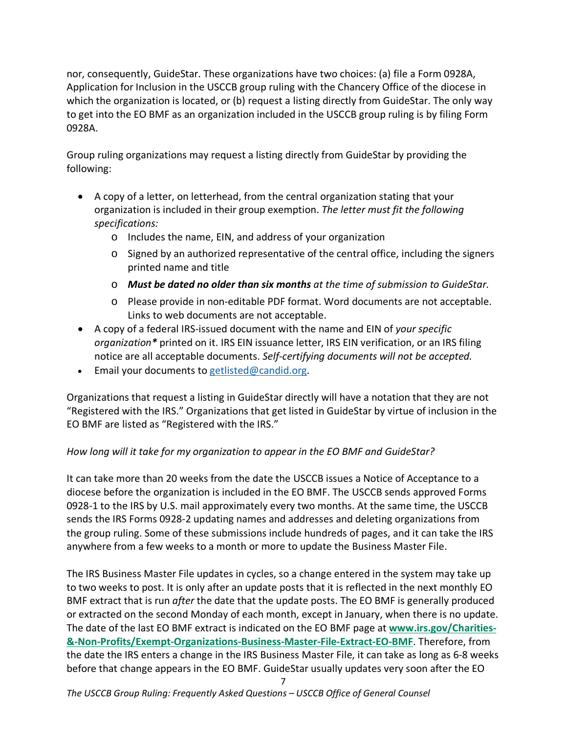nor, consequently, GuideStar. These organizations have two choices: (a) file a Form 0928A, Application for Inclusion in the USCCB group ruling with the Chancery Office of the diocese in which the organization is located, or (b) request a listing directly from GuideStar. The only way to get into the EO BMF as an organization included in the USCCB group ruling is by filing Form 0928A.

Group ruling organizations may request a listing directly from GuideStar by providing the following:

- A copy of a letter, on letterhead, from the central organization stating that your organization is included in their group exemption. *The letter must fit the following specifications:*
  - Includes the name, EIN, and address of your organization
  - Signed by an authorized representative of the central office, including the signers printed name and title
  - ***Must be dated no older than six months*** *at the time of submission to GuideStar.*
  - Please provide in non-editable PDF format. Word documents are not acceptable. Links to web documents are not acceptable.
- A copy of a federal IRS-issued document with the name and EIN of *your specific organization** printed on it. IRS EIN issuance letter, IRS EIN verification, or an IRS filing notice are all acceptable documents. *Self-certifying documents will not be accepted.*
- Email your documents to [getlisted@candid.org](mailto:getlisted@candid.org).

Organizations that request a listing in GuideStar directly will have a notation that they are not "Registered with the IRS." Organizations that get listed in GuideStar by virtue of inclusion in the EO BMF are listed as "Registered with the IRS."

*How long will it take for my organization to appear in the EO BMF and GuideStar?*

It can take more than 20 weeks from the date the USCCB issues a Notice of Acceptance to a diocese before the organization is included in the EO BMF. The USCCB sends approved Forms 0928-1 to the IRS by U.S. mail approximately every two months. At the same time, the USCCB sends the IRS Forms 0928-2 updating names and addresses and deleting organizations from the group ruling. Some of these submissions include hundreds of pages, and it can take the IRS anywhere from a few weeks to a month or more to update the Business Master File.

The IRS Business Master File updates in cycles, so a change entered in the system may take up to two weeks to post. It is only after an update posts that it is reflected in the next monthly EO BMF extract that is run *after* the date that the update posts. The EO BMF is generally produced or extracted on the second Monday of each month, except in January, when there is no update. The date of the last EO BMF extract is indicated on the EO BMF page at **[www.irs.gov/Charities-&-Non-Profits/Exempt-Organizations-Business-Master-File-Extract-EO-BMF](www.irs.gov/Charities-&-Non-Profits/Exempt-Organizations-Business-Master-File-Extract-EO-BMF)**. Therefore, from the date the IRS enters a change in the IRS Business Master File, it can take as long as 6-8 weeks before that change appears in the EO BMF. GuideStar usually updates very soon after the EO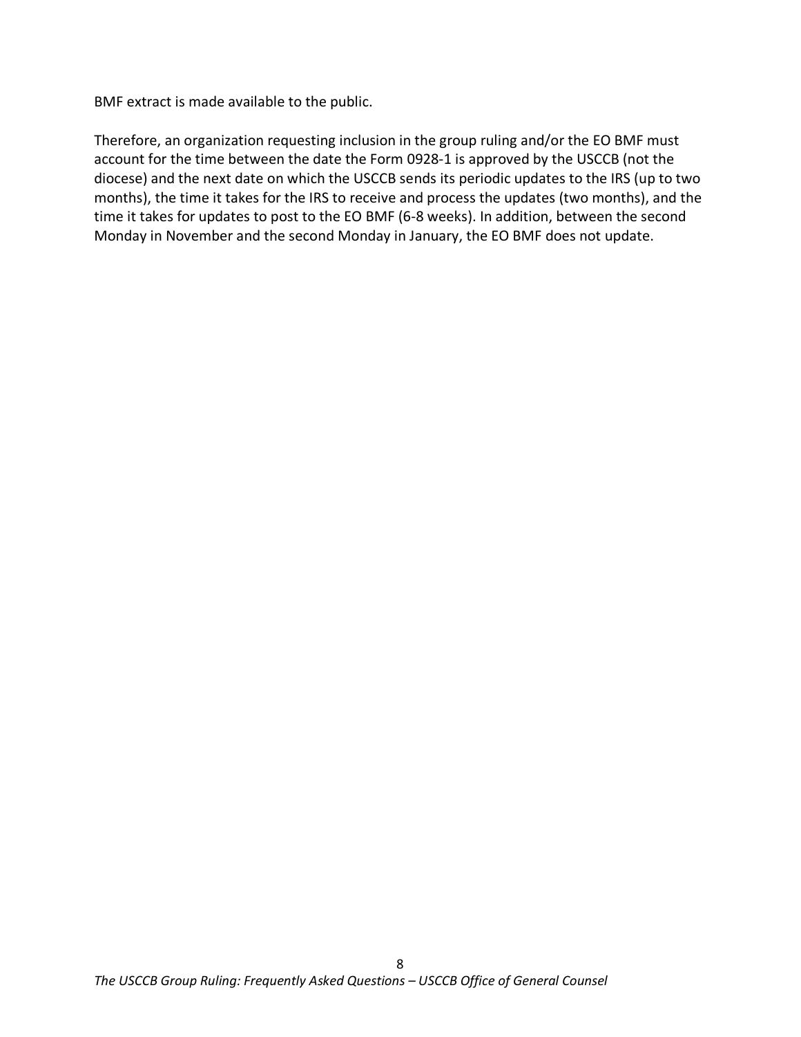BMF extract is made available to the public.

Therefore, an organization requesting inclusion in the group ruling and/or the EO BMF must account for the time between the date the Form 0928-1 is approved by the USCCB (not the diocese) and the next date on which the USCCB sends its periodic updates to the IRS (up to two months), the time it takes for the IRS to receive and process the updates (two months), and the time it takes for updates to post to the EO BMF (6-8 weeks). In addition, between the second Monday in November and the second Monday in January, the EO BMF does not update.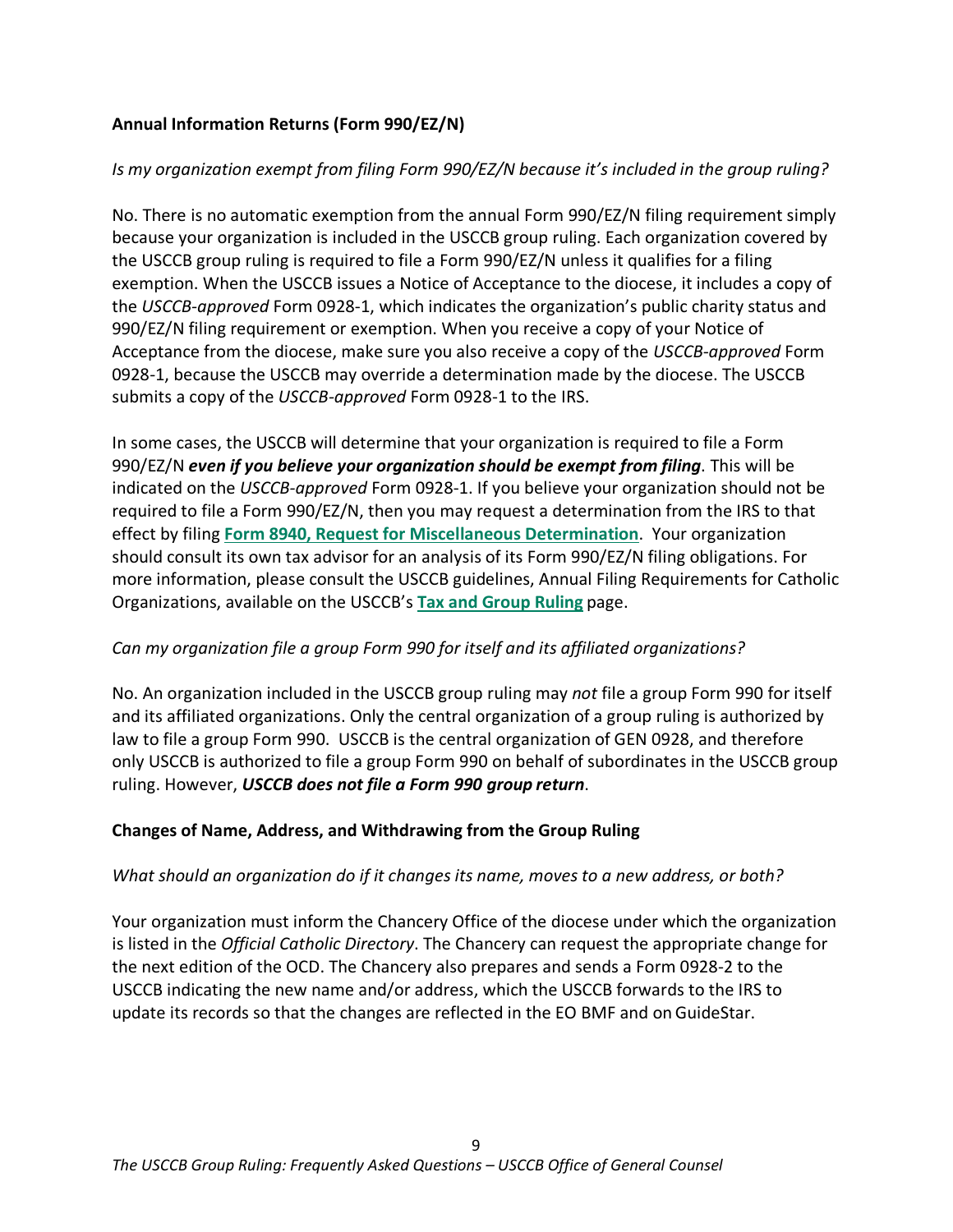## Annual Information Returns (Form 990/EZ/N)

*Is my organization exempt from filing Form 990/EZ/N because it's included in the group ruling?*

No. There is no automatic exemption from the annual Form 990/EZ/N filing requirement simply because your organization is included in the USCCB group ruling. Each organization covered by the USCCB group ruling is required to file a Form 990/EZ/N unless it qualifies for a filing exemption. When the USCCB issues a Notice of Acceptance to the diocese, it includes a copy of the *USCCB-approved* Form 0928-1, which indicates the organization's public charity status and 990/EZ/N filing requirement or exemption. When you receive a copy of your Notice of Acceptance from the diocese, make sure you also receive a copy of the *USCCB-approved* Form 0928-1, because the USCCB may override a determination made by the diocese. The USCCB submits a copy of the *USCCB-approved* Form 0928-1 to the IRS.

In some cases, the USCCB will determine that your organization is required to file a Form 990/EZ/N ***even if you believe your organization should be exempt from filing***. This will be indicated on the *USCCB-approved* Form 0928-1. If you believe your organization should not be required to file a Form 990/EZ/N, then you may request a determination from the IRS to that effect by filing **Form 8940, Request for Miscellaneous Determination**. Your organization should consult its own tax advisor for an analysis of its Form 990/EZ/N filing obligations. For more information, please consult the USCCB guidelines, Annual Filing Requirements for Catholic Organizations, available on the USCCB's **Tax and Group Ruling** page.

*Can my organization file a group Form 990 for itself and its affiliated organizations?*

No. An organization included in the USCCB group ruling may *not* file a group Form 990 for itself and its affiliated organizations. Only the central organization of a group ruling is authorized by law to file a group Form 990. USCCB is the central organization of GEN 0928, and therefore only USCCB is authorized to file a group Form 990 on behalf of subordinates in the USCCB group ruling. However, ***USCCB does not file a Form 990 group return***.

## Changes of Name, Address, and Withdrawing from the Group Ruling

*What should an organization do if it changes its name, moves to a new address, or both?*

Your organization must inform the Chancery Office of the diocese under which the organization is listed in the *Official Catholic Directory*. The Chancery can request the appropriate change for the next edition of the OCD. The Chancery also prepares and sends a Form 0928-2 to the USCCB indicating the new name and/or address, which the USCCB forwards to the IRS to update its records so that the changes are reflected in the EO BMF and on GuideStar.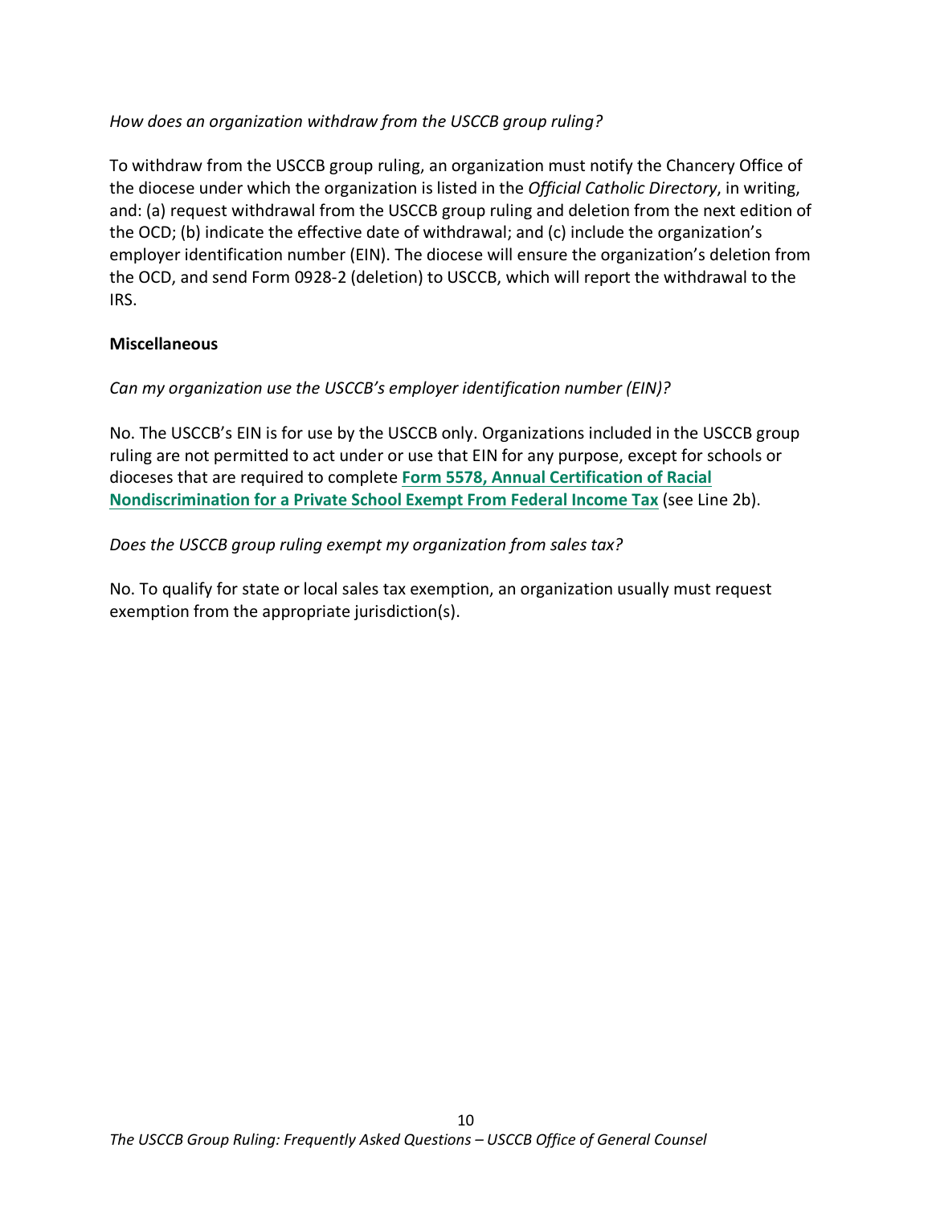*How does an organization withdraw from the USCCB group ruling?*

To withdraw from the USCCB group ruling, an organization must notify the Chancery Office of the diocese under which the organization is listed in the *Official Catholic Directory*, in writing, and: (a) request withdrawal from the USCCB group ruling and deletion from the next edition of the OCD; (b) indicate the effective date of withdrawal; and (c) include the organization's employer identification number (EIN). The diocese will ensure the organization's deletion from the OCD, and send Form 0928-2 (deletion) to USCCB, which will report the withdrawal to the IRS.

**Miscellaneous**

*Can my organization use the USCCB's employer identification number (EIN)?*

No. The USCCB's EIN is for use by the USCCB only. Organizations included in the USCCB group ruling are not permitted to act under or use that EIN for any purpose, except for schools or dioceses that are required to complete **Form 5578, Annual Certification of Racial Nondiscrimination for a Private School Exempt From Federal Income Tax** (see Line 2b).

*Does the USCCB group ruling exempt my organization from sales tax?*

No. To qualify for state or local sales tax exemption, an organization usually must request exemption from the appropriate jurisdiction(s).